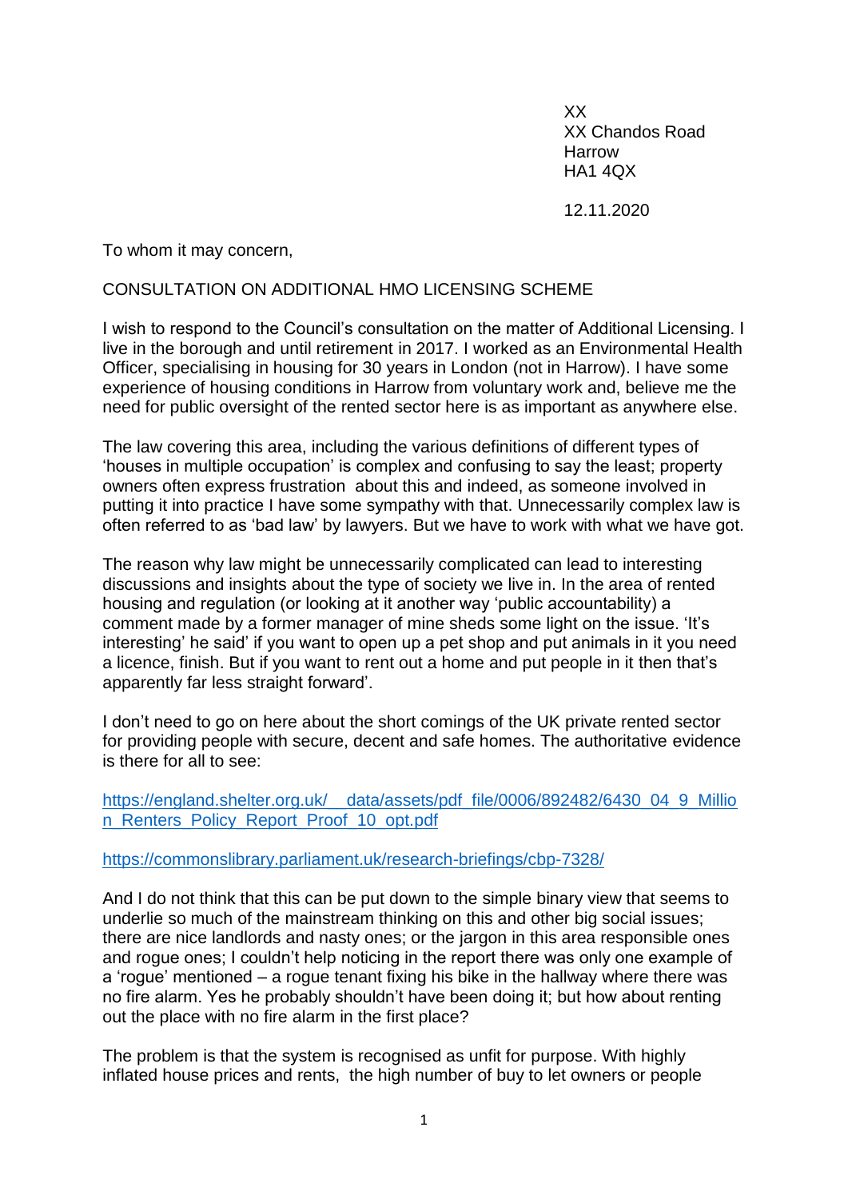XX
XX Chandos Road
Harrow
HA1 4QX

12.11.2020

To whom it may concern,

CONSULTATION ON ADDITIONAL HMO LICENSING SCHEME

I wish to respond to the Council's consultation on the matter of Additional Licensing. I live in the borough and until retirement in 2017. I worked as an Environmental Health Officer, specialising in housing for 30 years in London (not in Harrow). I have some experience of housing conditions in Harrow from voluntary work and, believe me the need for public oversight of the rented sector here is as important as anywhere else.

The law covering this area, including the various definitions of different types of 'houses in multiple occupation' is complex and confusing to say the least; property owners often express frustration about this and indeed, as someone involved in putting it into practice I have some sympathy with that. Unnecessarily complex law is often referred to as 'bad law' by lawyers. But we have to work with what we have got.

The reason why law might be unnecessarily complicated can lead to interesting discussions and insights about the type of society we live in. In the area of rented housing and regulation (or looking at it another way 'public accountability) a comment made by a former manager of mine sheds some light on the issue. 'It's interesting' he said' if you want to open up a pet shop and put animals in it you need a licence, finish. But if you want to rent out a home and put people in it then that's apparently far less straight forward'.

I don't need to go on here about the short comings of the UK private rented sector for providing people with secure, decent and safe homes. The authoritative evidence is there for all to see:

https://england.shelter.org.uk/__data/assets/pdf_file/0006/892482/6430_04_9_Million_Renters_Policy_Report_Proof_10_opt.pdf

https://commonslibrary.parliament.uk/research-briefings/cbp-7328/

And I do not think that this can be put down to the simple binary view that seems to underlie so much of the mainstream thinking on this and other big social issues; there are nice landlords and nasty ones; or the jargon in this area responsible ones and rogue ones; I couldn't help noticing in the report there was only one example of a 'rogue' mentioned – a rogue tenant fixing his bike in the hallway where there was no fire alarm. Yes he probably shouldn't have been doing it; but how about renting out the place with no fire alarm in the first place?

The problem is that the system is recognised as unfit for purpose. With highly inflated house prices and rents, the high number of buy to let owners or people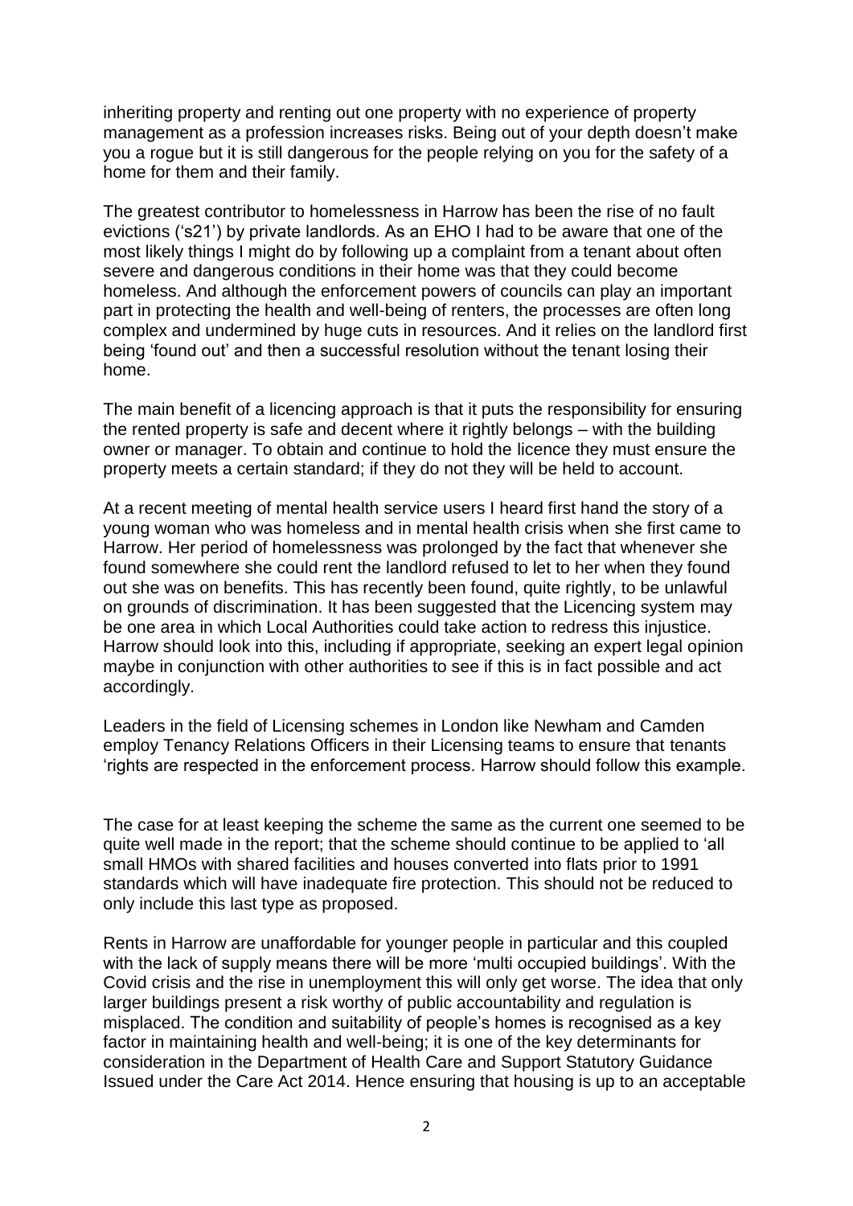inheriting property and renting out one property with no experience of property management as a profession increases risks. Being out of your depth doesn't make you a rogue but it is still dangerous for the people relying on you for the safety of a home for them and their family.

The greatest contributor to homelessness in Harrow has been the rise of no fault evictions ('s21') by private landlords. As an EHO I had to be aware that one of the most likely things I might do by following up a complaint from a tenant about often severe and dangerous conditions in their home was that they could become homeless. And although the enforcement powers of councils can play an important part in protecting the health and well-being of renters, the processes are often long complex and undermined by huge cuts in resources. And it relies on the landlord first being 'found out' and then a successful resolution without the tenant losing their home.

The main benefit of a licencing approach is that it puts the responsibility for ensuring the rented property is safe and decent where it rightly belongs – with the building owner or manager. To obtain and continue to hold the licence they must ensure the property meets a certain standard; if they do not they will be held to account.

At a recent meeting of mental health service users I heard first hand the story of a young woman who was homeless and in mental health crisis when she first came to Harrow. Her period of homelessness was prolonged by the fact that whenever she found somewhere she could rent the landlord refused to let to her when they found out she was on benefits. This has recently been found, quite rightly, to be unlawful on grounds of discrimination. It has been suggested that the Licencing system may be one area in which Local Authorities could take action to redress this injustice. Harrow should look into this, including if appropriate, seeking an expert legal opinion maybe in conjunction with other authorities to see if this is in fact possible and act accordingly.

Leaders in the field of Licensing schemes in London like Newham and Camden employ Tenancy Relations Officers in their Licensing teams to ensure that tenants 'rights are respected in the enforcement process. Harrow should follow this example.

The case for at least keeping the scheme the same as the current one seemed to be quite well made in the report; that the scheme should continue to be applied to 'all small HMOs with shared facilities and houses converted into flats prior to 1991 standards which will have inadequate fire protection. This should not be reduced to only include this last type as proposed.

Rents in Harrow are unaffordable for younger people in particular and this coupled with the lack of supply means there will be more 'multi occupied buildings'. With the Covid crisis and the rise in unemployment this will only get worse. The idea that only larger buildings present a risk worthy of public accountability and regulation is misplaced. The condition and suitability of people's homes is recognised as a key factor in maintaining health and well-being; it is one of the key determinants for consideration in the Department of Health Care and Support Statutory Guidance Issued under the Care Act 2014. Hence ensuring that housing is up to an acceptable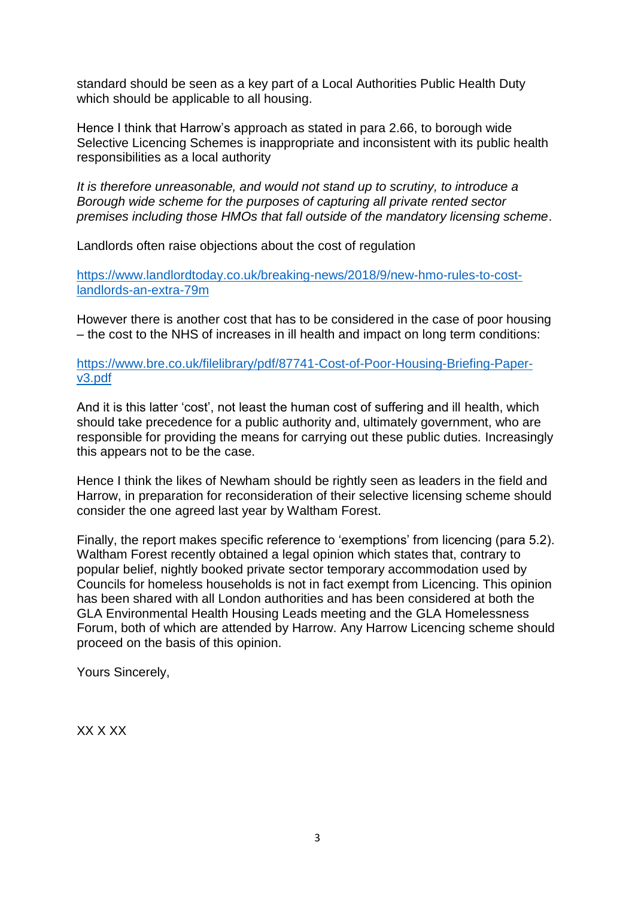standard should be seen as a key part of a Local Authorities Public Health Duty which should be applicable to all housing.

Hence I think that Harrow's approach as stated in para 2.66, to borough wide Selective Licencing Schemes is inappropriate and inconsistent with its public health responsibilities as a local authority

*It is therefore unreasonable, and would not stand up to scrutiny, to introduce a Borough wide scheme for the purposes of capturing all private rented sector premises including those HMOs that fall outside of the mandatory licensing scheme*.

Landlords often raise objections about the cost of regulation

[https://www.landlordtoday.co.uk/breaking-news/2018/9/new-hmo-rules-to-cost-landlords-an-extra-79m](https://www.landlordtoday.co.uk/breaking-news/2018/9/new-hmo-rules-to-cost-landlords-an-extra-79m)

However there is another cost that has to be considered in the case of poor housing – the cost to the NHS of increases in ill health and impact on long term conditions:

[https://www.bre.co.uk/filelibrary/pdf/87741-Cost-of-Poor-Housing-Briefing-Paper-v3.pdf](https://www.bre.co.uk/filelibrary/pdf/87741-Cost-of-Poor-Housing-Briefing-Paper-v3.pdf)

And it is this latter 'cost', not least the human cost of suffering and ill health, which should take precedence for a public authority and, ultimately government, who are responsible for providing the means for carrying out these public duties. Increasingly this appears not to be the case.

Hence I think the likes of Newham should be rightly seen as leaders in the field and Harrow, in preparation for reconsideration of their selective licensing scheme should consider the one agreed last year by Waltham Forest.

Finally, the report makes specific reference to 'exemptions' from licencing (para 5.2). Waltham Forest recently obtained a legal opinion which states that, contrary to popular belief, nightly booked private sector temporary accommodation used by Councils for homeless households is not in fact exempt from Licencing. This opinion has been shared with all London authorities and has been considered at both the GLA Environmental Health Housing Leads meeting and the GLA Homelessness Forum, both of which are attended by Harrow. Any Harrow Licencing scheme should proceed on the basis of this opinion.

Yours Sincerely,

XX X XX